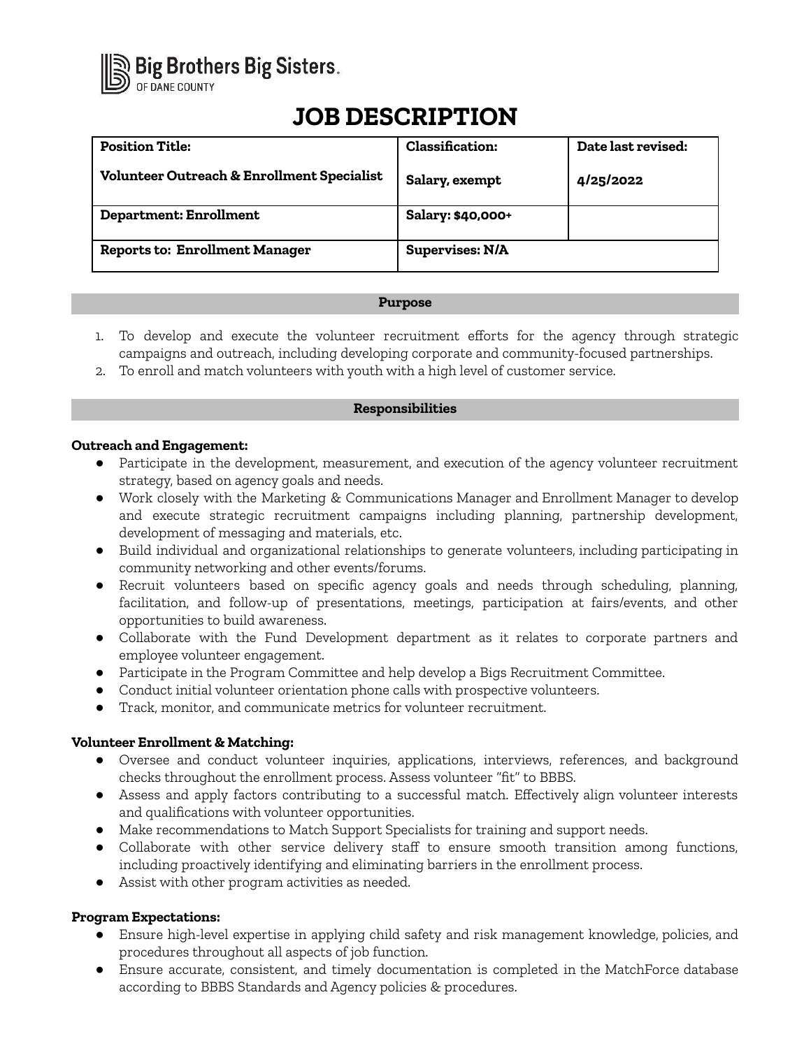Big Brothers Big Sisters.
OF DANE COUNTY

# JOB DESCRIPTION

| **Position Title:**<br><br>**Volunteer Outreach & Enrollment Specialist** | **Classification:**<br><br>**Salary, exempt** | **Date last revised:**<br><br>**4/25/2022** |
|---|---|---|
| **Department: Enrollment** | **Salary: $40,000+** | |
| **Reports to: Enrollment Manager** | **Supervises: N/A** | |

## Purpose

1. To develop and execute the volunteer recruitment efforts for the agency through strategic campaigns and outreach, including developing corporate and community-focused partnerships.
2. To enroll and match volunteers with youth with a high level of customer service.

## Responsibilities

**Outreach and Engagement:**

- Participate in the development, measurement, and execution of the agency volunteer recruitment strategy, based on agency goals and needs.
- Work closely with the Marketing & Communications Manager and Enrollment Manager to develop and execute strategic recruitment campaigns including planning, partnership development, development of messaging and materials, etc.
- Build individual and organizational relationships to generate volunteers, including participating in community networking and other events/forums.
- Recruit volunteers based on specific agency goals and needs through scheduling, planning, facilitation, and follow-up of presentations, meetings, participation at fairs/events, and other opportunities to build awareness.
- Collaborate with the Fund Development department as it relates to corporate partners and employee volunteer engagement.
- Participate in the Program Committee and help develop a Bigs Recruitment Committee.
- Conduct initial volunteer orientation phone calls with prospective volunteers.
- Track, monitor, and communicate metrics for volunteer recruitment.

**Volunteer Enrollment & Matching:**

- Oversee and conduct volunteer inquiries, applications, interviews, references, and background checks throughout the enrollment process. Assess volunteer "fit" to BBBS.
- Assess and apply factors contributing to a successful match. Effectively align volunteer interests and qualifications with volunteer opportunities.
- Make recommendations to Match Support Specialists for training and support needs.
- Collaborate with other service delivery staff to ensure smooth transition among functions, including proactively identifying and eliminating barriers in the enrollment process.
- Assist with other program activities as needed.

**Program Expectations:**

- Ensure high-level expertise in applying child safety and risk management knowledge, policies, and procedures throughout all aspects of job function.
- Ensure accurate, consistent, and timely documentation is completed in the MatchForce database according to BBBS Standards and Agency policies & procedures.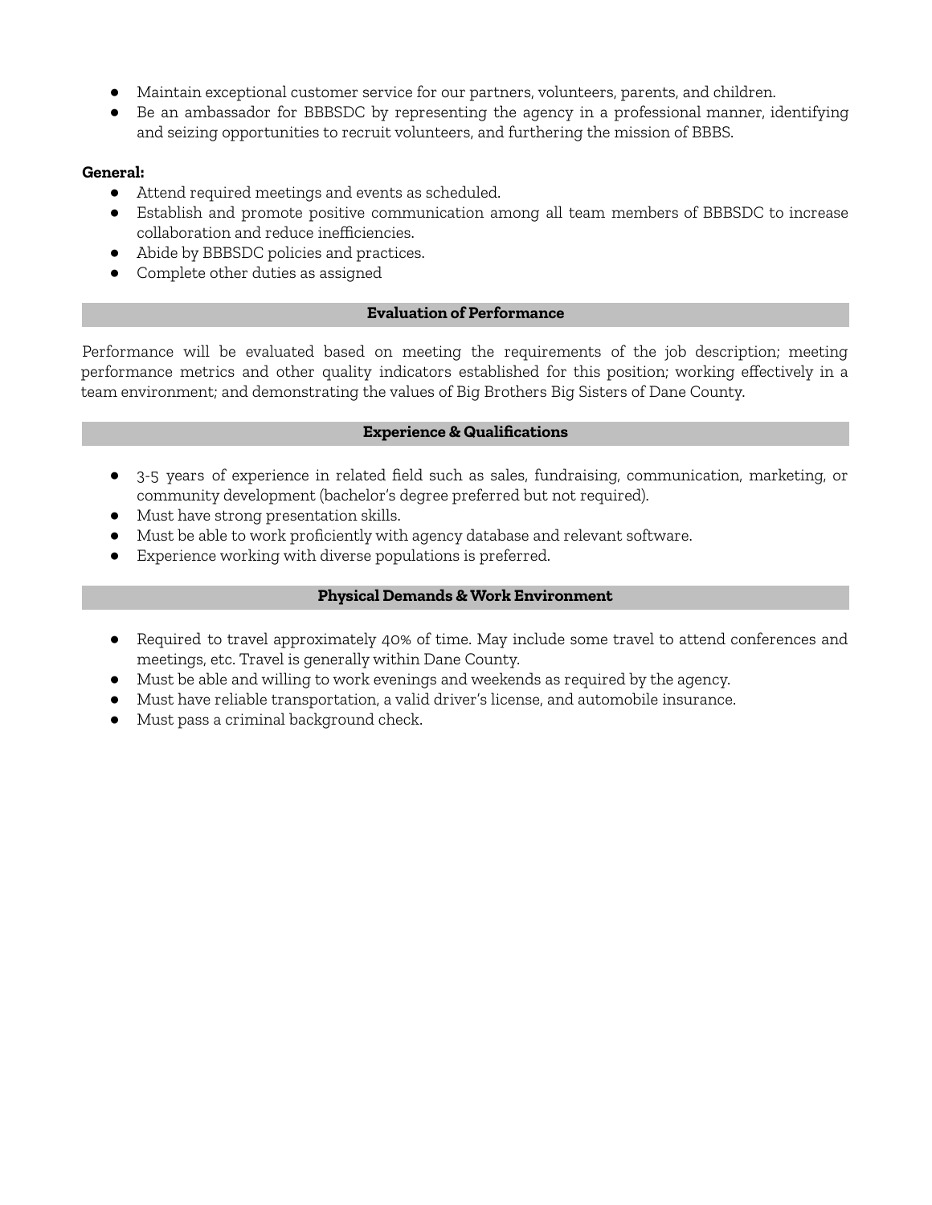- Maintain exceptional customer service for our partners, volunteers, parents, and children.
- Be an ambassador for BBBSDC by representing the agency in a professional manner, identifying and seizing opportunities to recruit volunteers, and furthering the mission of BBBS.

**General:**

- Attend required meetings and events as scheduled.
- Establish and promote positive communication among all team members of BBBSDC to increase collaboration and reduce inefficiencies.
- Abide by BBBSDC policies and practices.
- Complete other duties as assigned

## Evaluation of Performance

Performance will be evaluated based on meeting the requirements of the job description; meeting performance metrics and other quality indicators established for this position; working effectively in a team environment; and demonstrating the values of Big Brothers Big Sisters of Dane County.

## Experience & Qualifications

- 3-5 years of experience in related field such as sales, fundraising, communication, marketing, or community development (bachelor's degree preferred but not required).
- Must have strong presentation skills.
- Must be able to work proficiently with agency database and relevant software.
- Experience working with diverse populations is preferred.

## Physical Demands & Work Environment

- Required to travel approximately 40% of time. May include some travel to attend conferences and meetings, etc. Travel is generally within Dane County.
- Must be able and willing to work evenings and weekends as required by the agency.
- Must have reliable transportation, a valid driver's license, and automobile insurance.
- Must pass a criminal background check.